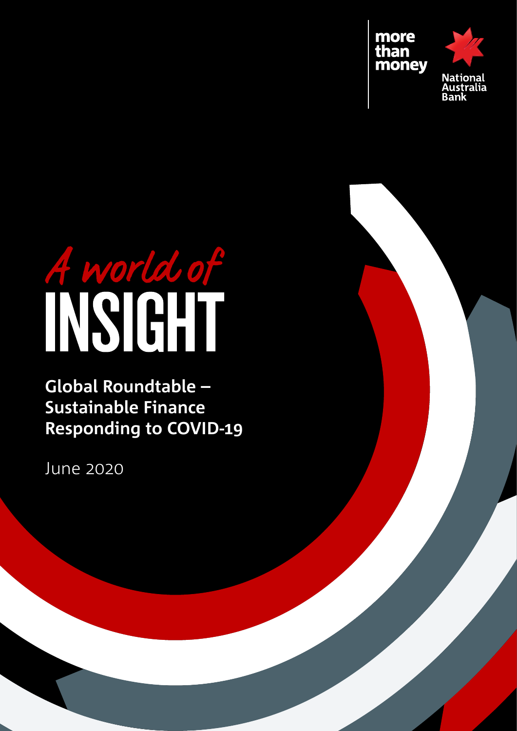more than money

National Australia Bank

# *A world of* INSIGHT

## Global Roundtable – Sustainable Finance Responding to COVID-19

June 2020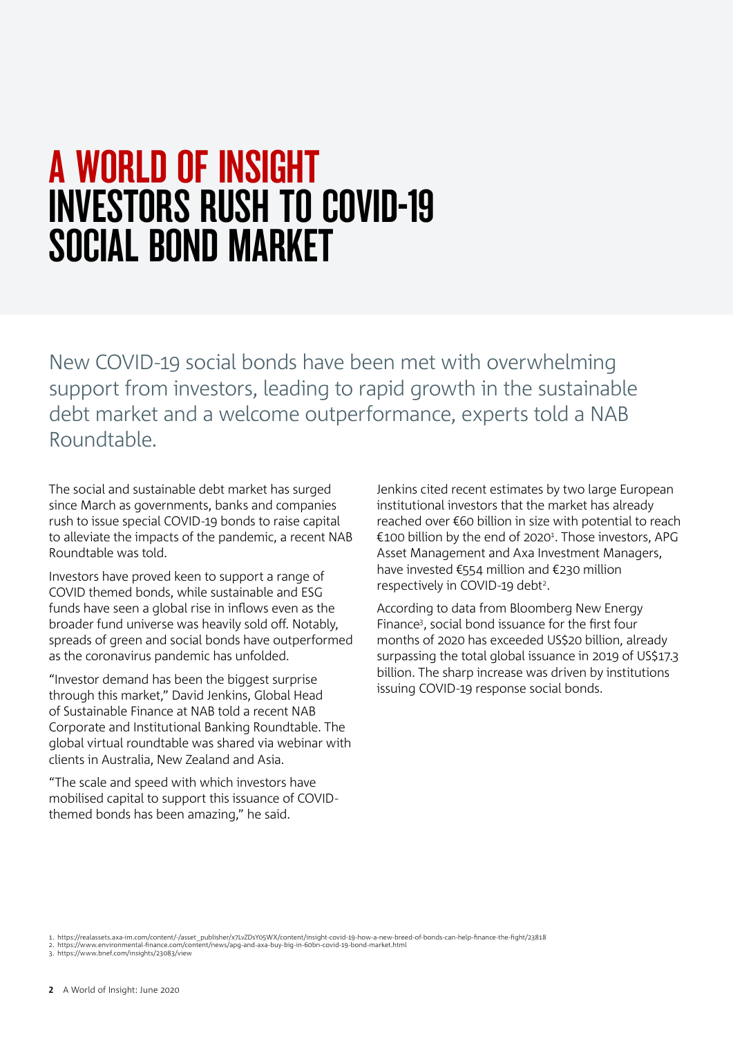# A WORLD OF INSIGHT
# INVESTORS RUSH TO COVID-19 SOCIAL BOND MARKET

New COVID-19 social bonds have been met with overwhelming support from investors, leading to rapid growth in the sustainable debt market and a welcome outperformance, experts told a NAB Roundtable.

The social and sustainable debt market has surged since March as governments, banks and companies rush to issue special COVID-19 bonds to raise capital to alleviate the impacts of the pandemic, a recent NAB Roundtable was told.

Investors have proved keen to support a range of COVID themed bonds, while sustainable and ESG funds have seen a global rise in inflows even as the broader fund universe was heavily sold off. Notably, spreads of green and social bonds have outperformed as the coronavirus pandemic has unfolded.

"Investor demand has been the biggest surprise through this market," David Jenkins, Global Head of Sustainable Finance at NAB told a recent NAB Corporate and Institutional Banking Roundtable. The global virtual roundtable was shared via webinar with clients in Australia, New Zealand and Asia.

"The scale and speed with which investors have mobilised capital to support this issuance of COVID-themed bonds has been amazing," he said.

Jenkins cited recent estimates by two large European institutional investors that the market has already reached over €60 billion in size with potential to reach €100 billion by the end of 2020[1]. Those investors, APG Asset Management and Axa Investment Managers, have invested €554 million and €230 million respectively in COVID-19 debt[2].

According to data from Bloomberg New Energy Finance[3], social bond issuance for the first four months of 2020 has exceeded US$20 billion, already surpassing the total global issuance in 2019 of US$17.3 billion. The sharp increase was driven by institutions issuing COVID-19 response social bonds.

1. https://realassets.axa-im.com/content/-/asset_publisher/x7LvZDsY05WX/content/insight-covid-19-how-a-new-breed-of-bonds-can-help-finance-the-fight/23818
2. https://www.environmental-finance.com/content/news/apg-and-axa-buy-big-in-60bn-covid-19-bond-market.html
3. https://www.bnef.com/insights/23083/view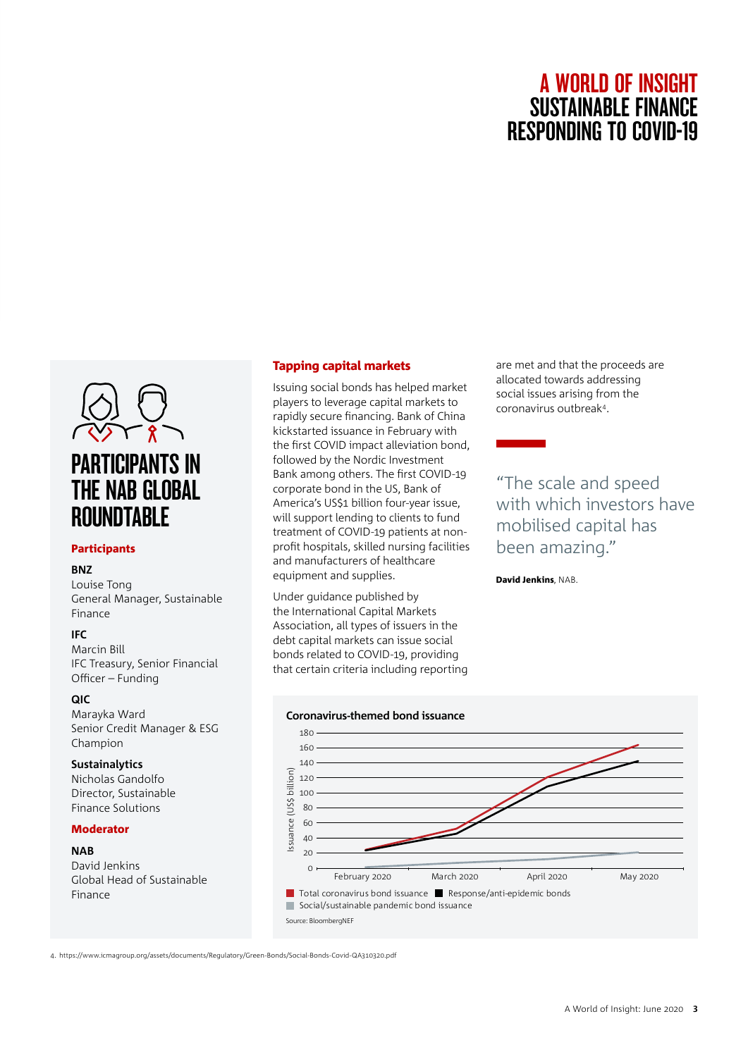# A WORLD OF INSIGHT SUSTAINABLE FINANCE RESPONDING TO COVID-19

## PARTICIPANTS IN THE NAB GLOBAL ROUNDTABLE

### Participants

**BNZ**
Louise Tong
General Manager, Sustainable Finance

**IFC**
Marcin Bill
IFC Treasury, Senior Financial Officer – Funding

**QIC**
Marayka Ward
Senior Credit Manager & ESG Champion

**Sustainalytics**
Nicholas Gandolfo
Director, Sustainable Finance Solutions

### Moderator

**NAB**
David Jenkins
Global Head of Sustainable Finance

### Tapping capital markets

Issuing social bonds has helped market players to leverage capital markets to rapidly secure financing. Bank of China kickstarted issuance in February with the first COVID impact alleviation bond, followed by the Nordic Investment Bank among others. The first COVID-19 corporate bond in the US, Bank of America's US$1 billion four-year issue, will support lending to clients to fund treatment of COVID-19 patients at non-profit hospitals, skilled nursing facilities and manufacturers of healthcare equipment and supplies.

Under guidance published by the International Capital Markets Association, all types of issuers in the debt capital markets can issue social bonds related to COVID-19, providing that certain criteria including reporting are met and that the proceeds are allocated towards addressing social issues arising from the coronavirus outbreak[4].

> "The scale and speed with which investors have mobilised capital has been amazing."
>
> **David Jenkins**, NAB.

**Coronavirus-themed bond issuance**

Issuance (US$ billion), approximate values read from chart:

| | February 2020 | March 2020 | April 2020 | May 2020 |
|---|---|---|---|---|
| Total coronavirus bond issuance | ~25 | ~52 | ~120 | ~164 |
| Response/anti-epidemic bonds | ~24 | ~46 | ~109 | ~142 |
| Social/sustainable pandemic bond issuance | ~1 | ~7 | ~12 | ~21 |

Source: BloombergNEF

4. https://www.icmagroup.org/assets/documents/Regulatory/Green-Bonds/Social-Bonds-Covid-QA310320.pdf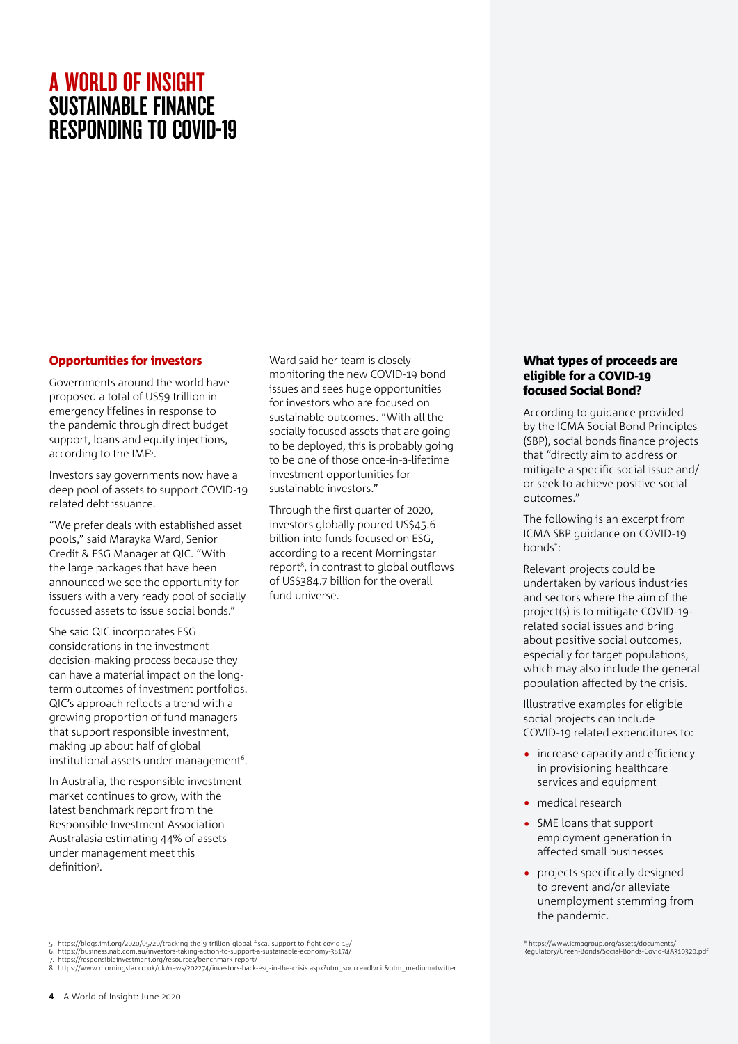# A WORLD OF INSIGHT
# SUSTAINABLE FINANCE RESPONDING TO COVID-19

## Opportunities for investors

Governments around the world have proposed a total of US$9 trillion in emergency lifelines in response to the pandemic through direct budget support, loans and equity injections, according to the IMF[5].

Investors say governments now have a deep pool of assets to support COVID-19 related debt issuance.

"We prefer deals with established asset pools," said Marayka Ward, Senior Credit & ESG Manager at QIC. "With the large packages that have been announced we see the opportunity for issuers with a very ready pool of socially focussed assets to issue social bonds."

She said QIC incorporates ESG considerations in the investment decision-making process because they can have a material impact on the long-term outcomes of investment portfolios. QIC's approach reflects a trend with a growing proportion of fund managers that support responsible investment, making up about half of global institutional assets under management[6].

In Australia, the responsible investment market continues to grow, with the latest benchmark report from the Responsible Investment Association Australasia estimating 44% of assets under management meet this definition[7].

Ward said her team is closely monitoring the new COVID-19 bond issues and sees huge opportunities for investors who are focused on sustainable outcomes. "With all the socially focused assets that are going to be deployed, this is probably going to be one of those once-in-a-lifetime investment opportunities for sustainable investors."

Through the first quarter of 2020, investors globally poured US$45.6 billion into funds focused on ESG, according to a recent Morningstar report[8], in contrast to global outflows of US$384.7 billion for the overall fund universe.

5. https://blogs.imf.org/2020/05/20/tracking-the-9-trillion-global-fiscal-support-to-fight-covid-19/
6. https://business.nab.com.au/investors-taking-action-to-support-a-sustainable-economy-38174/
7. https://responsibleinvestment.org/resources/benchmark-report/
8. https://www.morningstar.co.uk/uk/news/202274/investors-back-esg-in-the-crisis.aspx?utm_source=dlvr.it&utm_medium=twitter

### What types of proceeds are eligible for a COVID-19 focused Social Bond?

According to guidance provided by the ICMA Social Bond Principles (SBP), social bonds finance projects that "directly aim to address or mitigate a specific social issue and/or seek to achieve positive social outcomes."

The following is an excerpt from ICMA SBP guidance on COVID-19 bonds*:

Relevant projects could be undertaken by various industries and sectors where the aim of the project(s) is to mitigate COVID-19-related social issues and bring about positive social outcomes, especially for target populations, which may also include the general population affected by the crisis.

Illustrative examples for eligible social projects can include COVID-19 related expenditures to:

- increase capacity and efficiency in provisioning healthcare services and equipment
- medical research
- SME loans that support employment generation in affected small businesses
- projects specifically designed to prevent and/or alleviate unemployment stemming from the pandemic.

* https://www.icmagroup.org/assets/documents/Regulatory/Green-Bonds/Social-Bonds-Covid-QA310320.pdf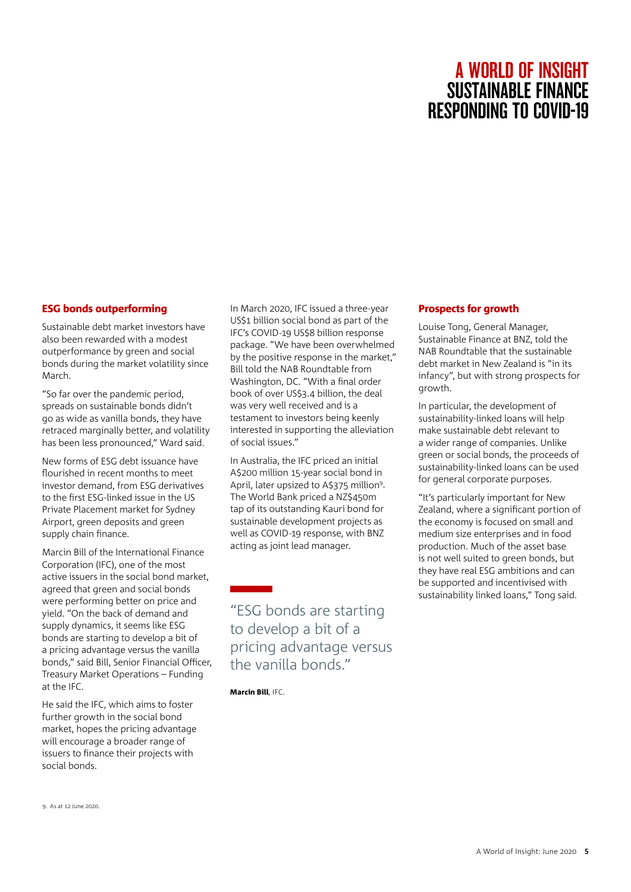### ESG bonds outperforming

Sustainable debt market investors have also been rewarded with a modest outperformance by green and social bonds during the market volatility since March.

"So far over the pandemic period, spreads on sustainable bonds didn't go as wide as vanilla bonds, they have retraced marginally better, and volatility has been less pronounced," Ward said.

New forms of ESG debt issuance have flourished in recent months to meet investor demand, from ESG derivatives to the first ESG-linked issue in the US Private Placement market for Sydney Airport, green deposits and green supply chain finance.

Marcin Bill of the International Finance Corporation (IFC), one of the most active issuers in the social bond market, agreed that green and social bonds were performing better on price and yield. "On the back of demand and supply dynamics, it seems like ESG bonds are starting to develop a bit of a pricing advantage versus the vanilla bonds," said Bill, Senior Financial Officer, Treasury Market Operations – Funding at the IFC.

He said the IFC, which aims to foster further growth in the social bond market, hopes the pricing advantage will encourage a broader range of issuers to finance their projects with social bonds.

In March 2020, IFC issued a three-year US$1 billion social bond as part of the IFC's COVID-19 US$8 billion response package. "We have been overwhelmed by the positive response in the market," Bill told the NAB Roundtable from Washington, DC. "With a final order book of over US$3.4 billion, the deal was very well received and is a testament to investors being keenly interested in supporting the alleviation of social issues."

In Australia, the IFC priced an initial A$200 million 15-year social bond in April, later upsized to A$375 million[9]. The World Bank priced a NZ$450m tap of its outstanding Kauri bond for sustainable development projects as well as COVID-19 response, with BNZ acting as joint lead manager.

> "ESG bonds are starting to develop a bit of a pricing advantage versus the vanilla bonds."
>
> **Marcin Bill**, IFC.

### Prospects for growth

Louise Tong, General Manager, Sustainable Finance at BNZ, told the NAB Roundtable that the sustainable debt market in New Zealand is "in its infancy", but with strong prospects for growth.

In particular, the development of sustainability-linked loans will help make sustainable debt relevant to a wider range of companies. Unlike green or social bonds, the proceeds of sustainability-linked loans can be used for general corporate purposes.

"It's particularly important for New Zealand, where a significant portion of the economy is focused on small and medium size enterprises and in food production. Much of the asset base is not well suited to green bonds, but they have real ESG ambitions and can be supported and incentivised with sustainability linked loans," Tong said.

9. As at 12 June 2020.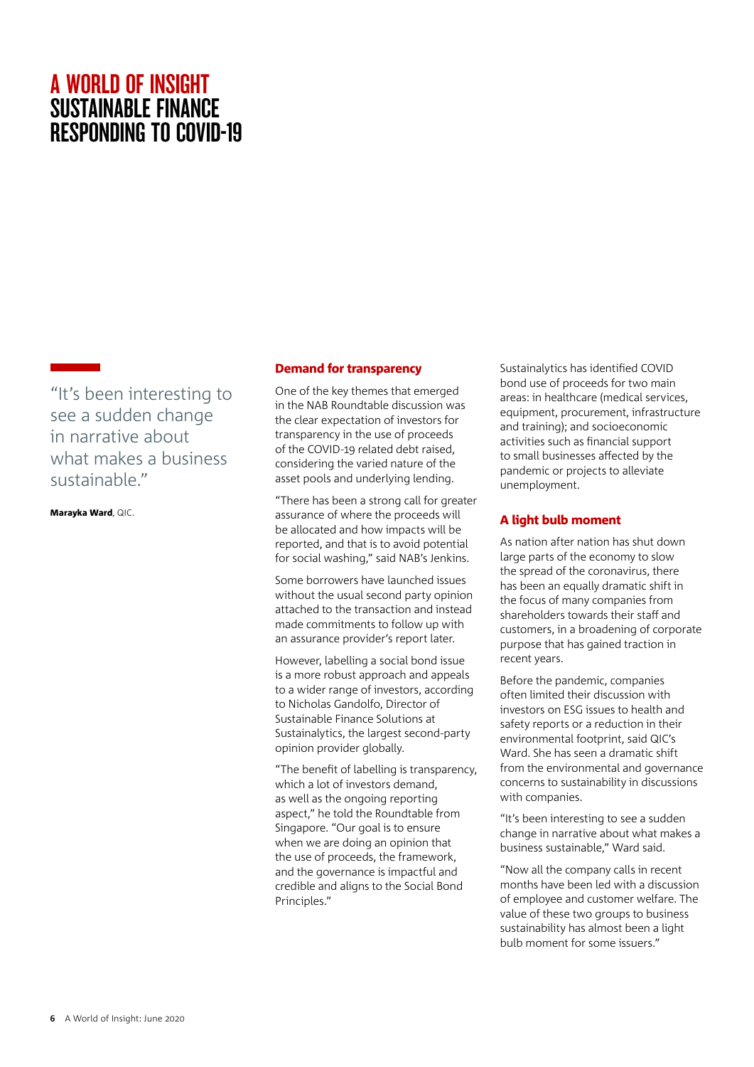# A WORLD OF INSIGHT
# SUSTAINABLE FINANCE RESPONDING TO COVID-19

> "It's been interesting to see a sudden change in narrative about what makes a business sustainable."
>
> **Marayka Ward**, QIC.

## Demand for transparency

One of the key themes that emerged in the NAB Roundtable discussion was the clear expectation of investors for transparency in the use of proceeds of the COVID-19 related debt raised, considering the varied nature of the asset pools and underlying lending.

"There has been a strong call for greater assurance of where the proceeds will be allocated and how impacts will be reported, and that is to avoid potential for social washing," said NAB's Jenkins.

Some borrowers have launched issues without the usual second party opinion attached to the transaction and instead made commitments to follow up with an assurance provider's report later.

However, labelling a social bond issue is a more robust approach and appeals to a wider range of investors, according to Nicholas Gandolfo, Director of Sustainable Finance Solutions at Sustainalytics, the largest second-party opinion provider globally.

"The benefit of labelling is transparency, which a lot of investors demand, as well as the ongoing reporting aspect," he told the Roundtable from Singapore. "Our goal is to ensure when we are doing an opinion that the use of proceeds, the framework, and the governance is impactful and credible and aligns to the Social Bond Principles."

Sustainalytics has identified COVID bond use of proceeds for two main areas: in healthcare (medical services, equipment, procurement, infrastructure and training); and socioeconomic activities such as financial support to small businesses affected by the pandemic or projects to alleviate unemployment.

## A light bulb moment

As nation after nation has shut down large parts of the economy to slow the spread of the coronavirus, there has been an equally dramatic shift in the focus of many companies from shareholders towards their staff and customers, in a broadening of corporate purpose that has gained traction in recent years.

Before the pandemic, companies often limited their discussion with investors on ESG issues to health and safety reports or a reduction in their environmental footprint, said QIC's Ward. She has seen a dramatic shift from the environmental and governance concerns to sustainability in discussions with companies.

"It's been interesting to see a sudden change in narrative about what makes a business sustainable," Ward said.

"Now all the company calls in recent months have been led with a discussion of employee and customer welfare. The value of these two groups to business sustainability has almost been a light bulb moment for some issuers."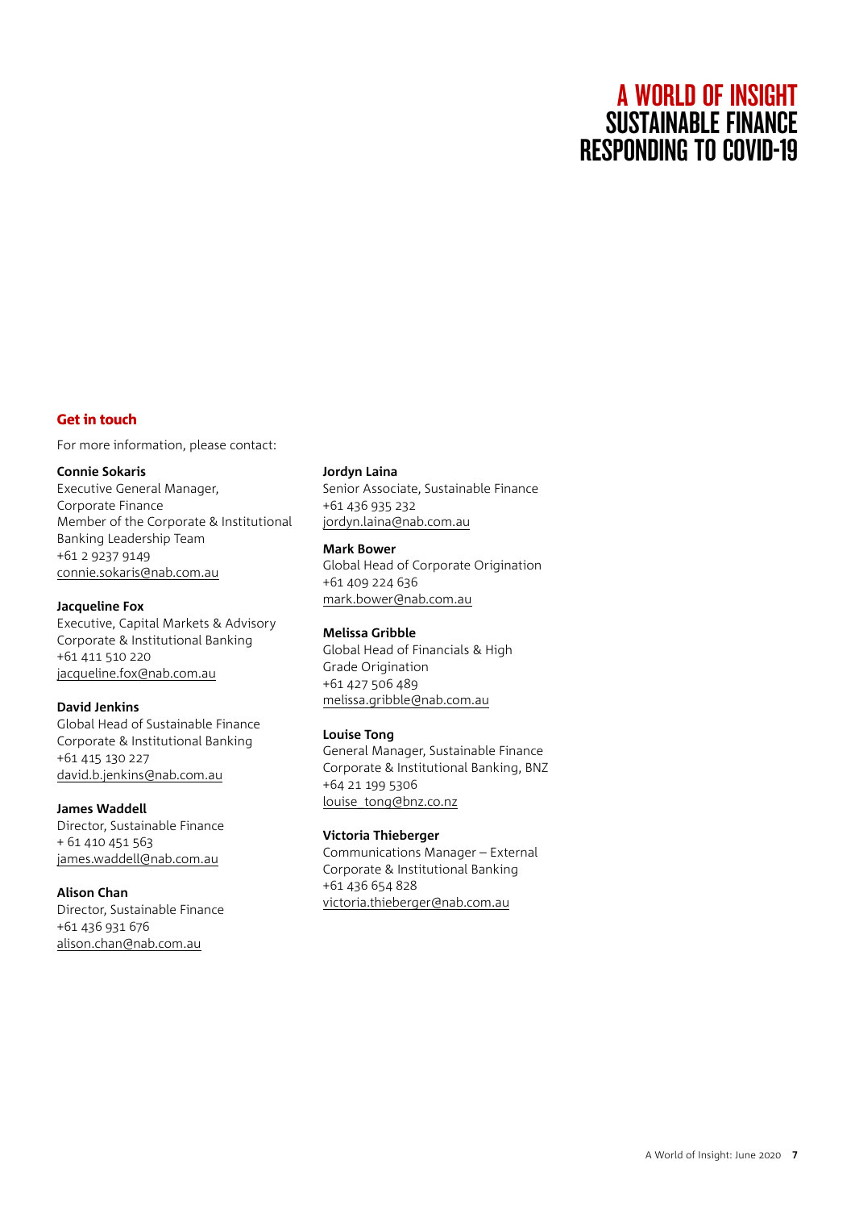# A WORLD OF INSIGHT
# SUSTAINABLE FINANCE
# RESPONDING TO COVID-19

## Get in touch

For more information, please contact:

**Connie Sokaris**
Executive General Manager,
Corporate Finance
Member of the Corporate & Institutional Banking Leadership Team
+61 2 9237 9149
connie.sokaris@nab.com.au

**Jacqueline Fox**
Executive, Capital Markets & Advisory
Corporate & Institutional Banking
+61 411 510 220
jacqueline.fox@nab.com.au

**David Jenkins**
Global Head of Sustainable Finance
Corporate & Institutional Banking
+61 415 130 227
david.b.jenkins@nab.com.au

**James Waddell**
Director, Sustainable Finance
+ 61 410 451 563
james.waddell@nab.com.au

**Alison Chan**
Director, Sustainable Finance
+61 436 931 676
alison.chan@nab.com.au

**Jordyn Laina**
Senior Associate, Sustainable Finance
+61 436 935 232
jordyn.laina@nab.com.au

**Mark Bower**
Global Head of Corporate Origination
+61 409 224 636
mark.bower@nab.com.au

**Melissa Gribble**
Global Head of Financials & High Grade Origination
+61 427 506 489
melissa.gribble@nab.com.au

**Louise Tong**
General Manager, Sustainable Finance
Corporate & Institutional Banking, BNZ
+64 21 199 5306
louise_tong@bnz.co.nz

**Victoria Thieberger**
Communications Manager – External
Corporate & Institutional Banking
+61 436 654 828
victoria.thieberger@nab.com.au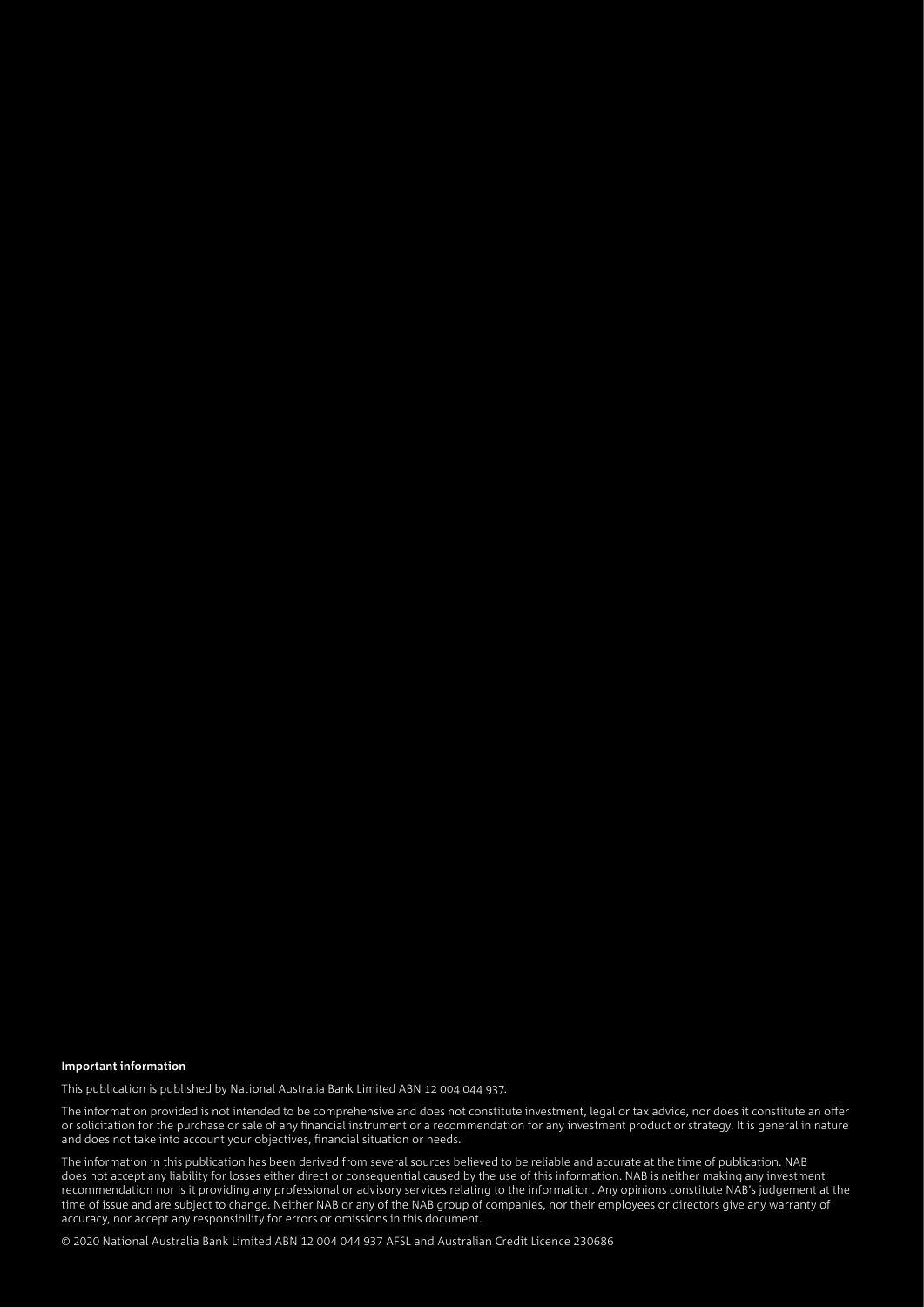**Important information**

This publication is published by National Australia Bank Limited ABN 12 004 044 937.

The information provided is not intended to be comprehensive and does not constitute investment, legal or tax advice, nor does it constitute an offer or solicitation for the purchase or sale of any financial instrument or a recommendation for any investment product or strategy. It is general in nature and does not take into account your objectives, financial situation or needs.

The information in this publication has been derived from several sources believed to be reliable and accurate at the time of publication. NAB does not accept any liability for losses either direct or consequential caused by the use of this information. NAB is neither making any investment recommendation nor is it providing any professional or advisory services relating to the information. Any opinions constitute NAB's judgement at the time of issue and are subject to change. Neither NAB or any of the NAB group of companies, nor their employees or directors give any warranty of accuracy, nor accept any responsibility for errors or omissions in this document.

© 2020 National Australia Bank Limited ABN 12 004 044 937 AFSL and Australian Credit Licence 230686